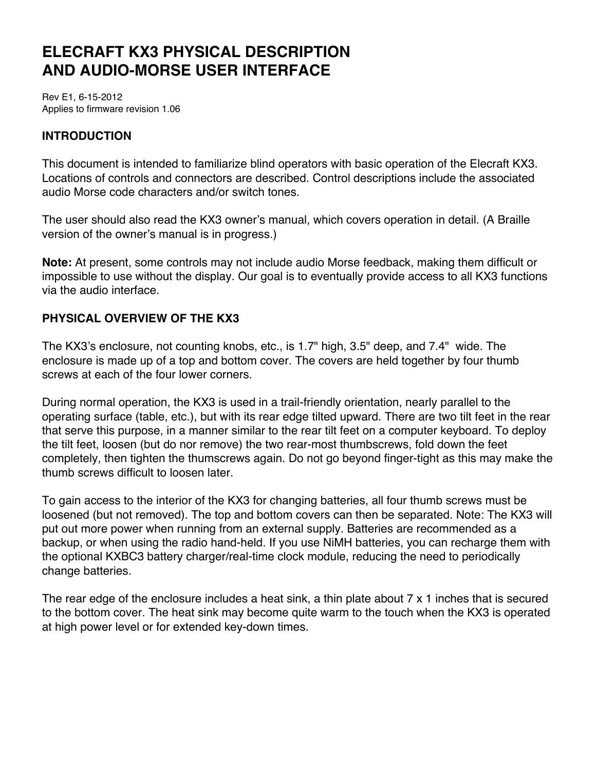# ELECRAFT KX3 PHYSICAL DESCRIPTION AND AUDIO-MORSE USER INTERFACE

Rev E1, 6-15-2012
Applies to firmware revision 1.06

## INTRODUCTION

This document is intended to familiarize blind operators with basic operation of the Elecraft KX3. Locations of controls and connectors are described. Control descriptions include the associated audio Morse code characters and/or switch tones.

The user should also read the KX3 owner's manual, which covers operation in detail. (A Braille version of the owner's manual is in progress.)

**Note:** At present, some controls may not include audio Morse feedback, making them difficult or impossible to use without the display. Our goal is to eventually provide access to all KX3 functions via the audio interface.

## PHYSICAL OVERVIEW OF THE KX3

The KX3's enclosure, not counting knobs, etc., is 1.7" high, 3.5" deep, and 7.4" wide. The enclosure is made up of a top and bottom cover. The covers are held together by four thumb screws at each of the four lower corners.

During normal operation, the KX3 is used in a trail-friendly orientation, nearly parallel to the operating surface (table, etc.), but with its rear edge tilted upward. There are two tilt feet in the rear that serve this purpose, in a manner similar to the rear tilt feet on a computer keyboard. To deploy the tilt feet, loosen (but do nor remove) the two rear-most thumbscrews, fold down the feet completely, then tighten the thumscrews again. Do not go beyond finger-tight as this may make the thumb screws difficult to loosen later.

To gain access to the interior of the KX3 for changing batteries, all four thumb screws must be loosened (but not removed). The top and bottom covers can then be separated. Note: The KX3 will put out more power when running from an external supply. Batteries are recommended as a backup, or when using the radio hand-held. If you use NiMH batteries, you can recharge them with the optional KXBC3 battery charger/real-time clock module, reducing the need to periodically change batteries.

The rear edge of the enclosure includes a heat sink, a thin plate about 7 x 1 inches that is secured to the bottom cover. The heat sink may become quite warm to the touch when the KX3 is operated at high power level or for extended key-down times.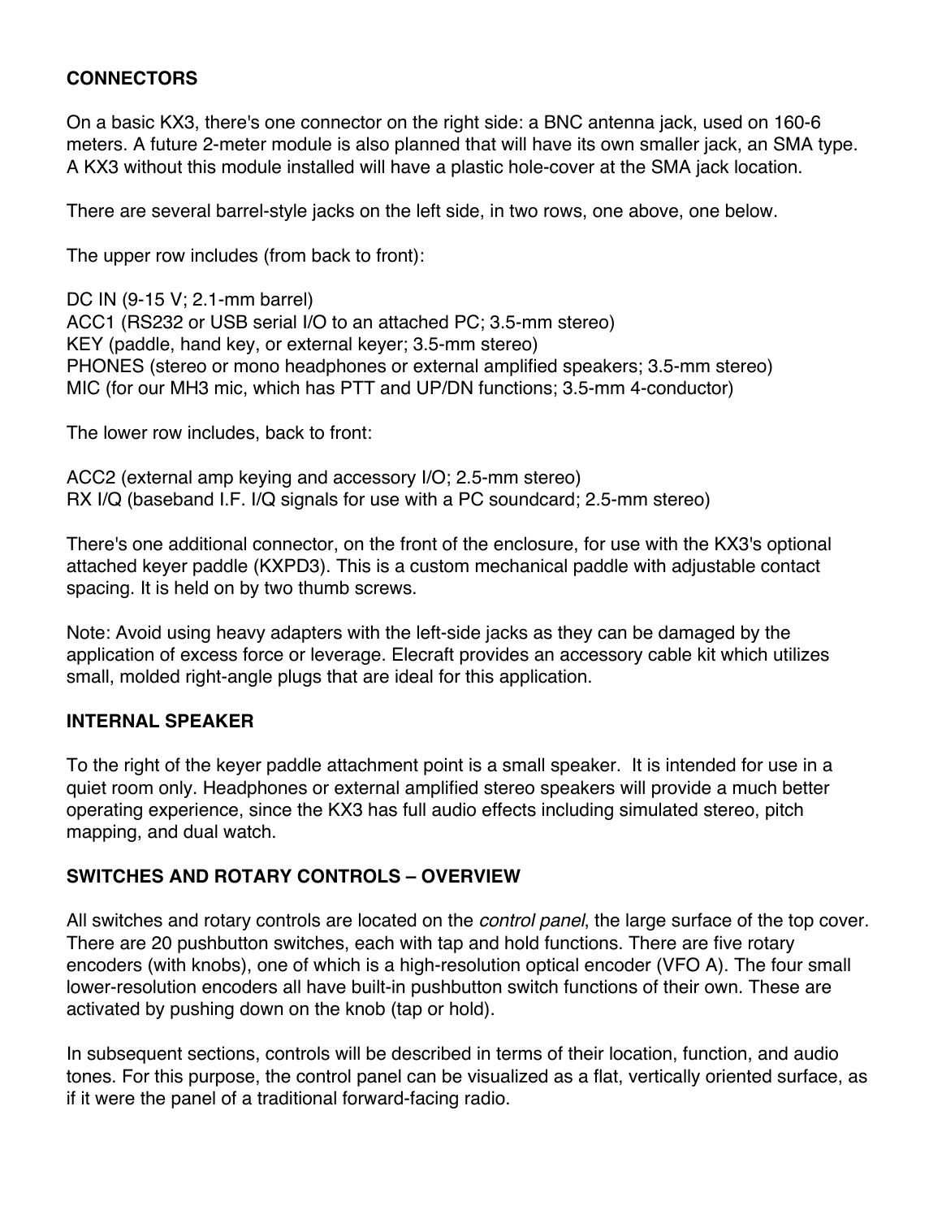## CONNECTORS

On a basic KX3, there's one connector on the right side: a BNC antenna jack, used on 160-6 meters. A future 2-meter module is also planned that will have its own smaller jack, an SMA type. A KX3 without this module installed will have a plastic hole-cover at the SMA jack location.

There are several barrel-style jacks on the left side, in two rows, one above, one below.

The upper row includes (from back to front):

DC IN (9-15 V; 2.1-mm barrel)
ACC1 (RS232 or USB serial I/O to an attached PC; 3.5-mm stereo)
KEY (paddle, hand key, or external keyer; 3.5-mm stereo)
PHONES (stereo or mono headphones or external amplified speakers; 3.5-mm stereo)
MIC (for our MH3 mic, which has PTT and UP/DN functions; 3.5-mm 4-conductor)

The lower row includes, back to front:

ACC2 (external amp keying and accessory I/O; 2.5-mm stereo)
RX I/Q (baseband I.F. I/Q signals for use with a PC soundcard; 2.5-mm stereo)

There's one additional connector, on the front of the enclosure, for use with the KX3's optional attached keyer paddle (KXPD3). This is a custom mechanical paddle with adjustable contact spacing. It is held on by two thumb screws.

Note: Avoid using heavy adapters with the left-side jacks as they can be damaged by the application of excess force or leverage. Elecraft provides an accessory cable kit which utilizes small, molded right-angle plugs that are ideal for this application.

## INTERNAL SPEAKER

To the right of the keyer paddle attachment point is a small speaker. It is intended for use in a quiet room only. Headphones or external amplified stereo speakers will provide a much better operating experience, since the KX3 has full audio effects including simulated stereo, pitch mapping, and dual watch.

## SWITCHES AND ROTARY CONTROLS – OVERVIEW

All switches and rotary controls are located on the *control panel*, the large surface of the top cover. There are 20 pushbutton switches, each with tap and hold functions. There are five rotary encoders (with knobs), one of which is a high-resolution optical encoder (VFO A). The four small lower-resolution encoders all have built-in pushbutton switch functions of their own. These are activated by pushing down on the knob (tap or hold).

In subsequent sections, controls will be described in terms of their location, function, and audio tones. For this purpose, the control panel can be visualized as a flat, vertically oriented surface, as if it were the panel of a traditional forward-facing radio.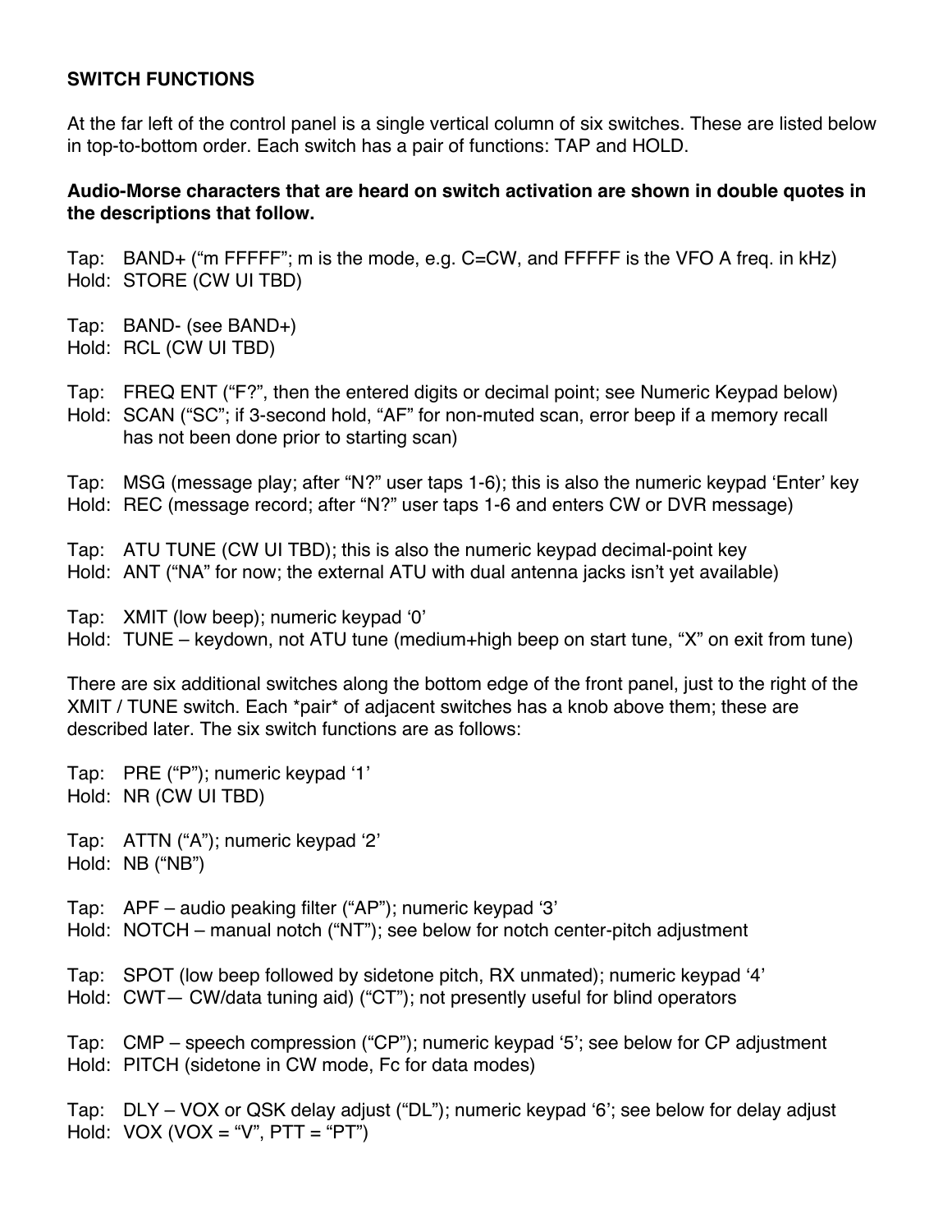**SWITCH FUNCTIONS**

At the far left of the control panel is a single vertical column of six switches. These are listed below in top-to-bottom order. Each switch has a pair of functions: TAP and HOLD.

**Audio-Morse characters that are heard on switch activation are shown in double quotes in the descriptions that follow.**

Tap: BAND+ (“m FFFFF”; m is the mode, e.g. C=CW, and FFFFF is the VFO A freq. in kHz)
Hold: STORE (CW UI TBD)

Tap: BAND- (see BAND+)
Hold: RCL (CW UI TBD)

Tap: FREQ ENT (“F?”, then the entered digits or decimal point; see Numeric Keypad below)
Hold: SCAN (“SC”; if 3-second hold, “AF” for non-muted scan, error beep if a memory recall has not been done prior to starting scan)

Tap: MSG (message play; after “N?” user taps 1-6); this is also the numeric keypad ‘Enter’ key
Hold: REC (message record; after “N?” user taps 1-6 and enters CW or DVR message)

Tap: ATU TUNE (CW UI TBD); this is also the numeric keypad decimal-point key
Hold: ANT (“NA” for now; the external ATU with dual antenna jacks isn’t yet available)

Tap: XMIT (low beep); numeric keypad ‘0’
Hold: TUNE – keydown, not ATU tune (medium+high beep on start tune, “X” on exit from tune)

There are six additional switches along the bottom edge of the front panel, just to the right of the XMIT / TUNE switch. Each *pair* of adjacent switches has a knob above them; these are described later. The six switch functions are as follows:

Tap: PRE (“P”); numeric keypad ‘1’
Hold: NR (CW UI TBD)

Tap: ATTN (“A”); numeric keypad ‘2’
Hold: NB (“NB”)

Tap: APF – audio peaking filter (“AP”); numeric keypad ‘3’
Hold: NOTCH – manual notch (“NT”); see below for notch center-pitch adjustment

Tap: SPOT (low beep followed by sidetone pitch, RX unmated); numeric keypad ‘4’
Hold: CWT— CW/data tuning aid) (“CT”); not presently useful for blind operators

Tap: CMP – speech compression (“CP”); numeric keypad ‘5’; see below for CP adjustment
Hold: PITCH (sidetone in CW mode, Fc for data modes)

Tap: DLY – VOX or QSK delay adjust (“DL”); numeric keypad ‘6’; see below for delay adjust
Hold: VOX (VOX = “V”, PTT = “PT”)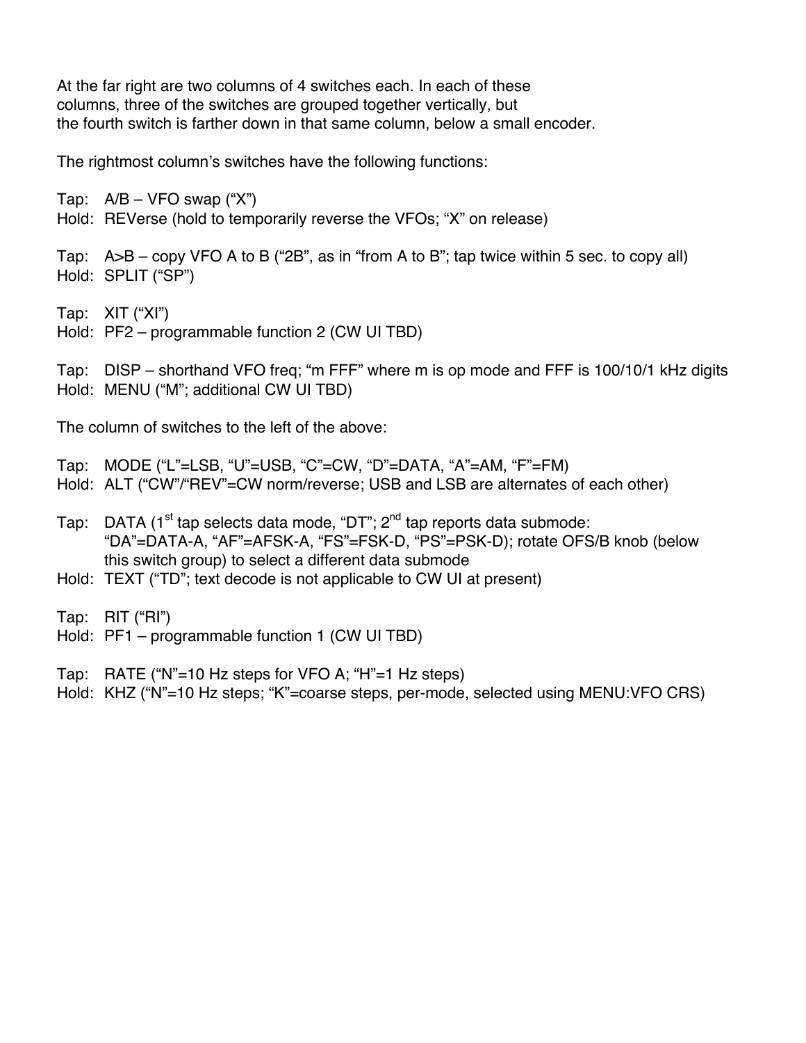At the far right are two columns of 4 switches each. In each of these columns, three of the switches are grouped together vertically, but the fourth switch is farther down in that same column, below a small encoder.

The rightmost column's switches have the following functions:

Tap: A/B – VFO swap ("X")
Hold: REVerse (hold to temporarily reverse the VFOs; "X" on release)

Tap: A>B – copy VFO A to B ("2B", as in "from A to B"; tap twice within 5 sec. to copy all)
Hold: SPLIT ("SP")

Tap: XIT ("XI")
Hold: PF2 – programmable function 2 (CW UI TBD)

Tap: DISP – shorthand VFO freq; "m FFF" where m is op mode and FFF is 100/10/1 kHz digits
Hold: MENU ("M"; additional CW UI TBD)

The column of switches to the left of the above:

Tap: MODE ("L"=LSB, "U"=USB, "C"=CW, "D"=DATA, "A"=AM, "F"=FM)
Hold: ALT ("CW"/"REV"=CW norm/reverse; USB and LSB are alternates of each other)

Tap: DATA (1st tap selects data mode, "DT"; 2nd tap reports data submode: "DA"=DATA-A, "AF"=AFSK-A, "FS"=FSK-D, "PS"=PSK-D); rotate OFS/B knob (below this switch group) to select a different data submode
Hold: TEXT ("TD"; text decode is not applicable to CW UI at present)

Tap: RIT ("RI")
Hold: PF1 – programmable function 1 (CW UI TBD)

Tap: RATE ("N"=10 Hz steps for VFO A; "H"=1 Hz steps)
Hold: KHZ ("N"=10 Hz steps; "K"=coarse steps, per-mode, selected using MENU:VFO CRS)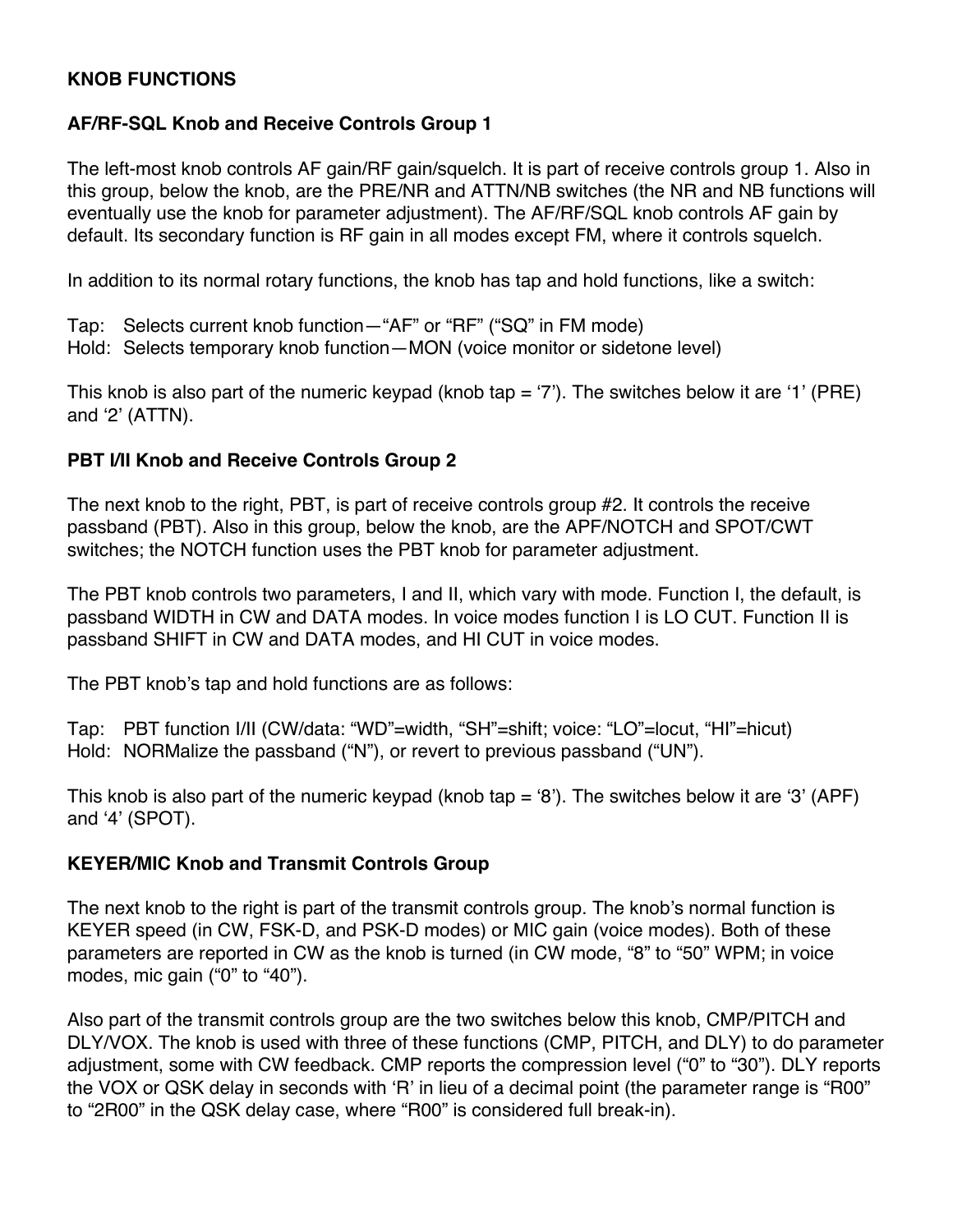**KNOB FUNCTIONS**

**AF/RF-SQL Knob and Receive Controls Group 1**

The left-most knob controls AF gain/RF gain/squelch. It is part of receive controls group 1. Also in this group, below the knob, are the PRE/NR and ATTN/NB switches (the NR and NB functions will eventually use the knob for parameter adjustment). The AF/RF/SQL knob controls AF gain by default. Its secondary function is RF gain in all modes except FM, where it controls squelch.

In addition to its normal rotary functions, the knob has tap and hold functions, like a switch:

Tap: Selects current knob function—“AF” or “RF” (“SQ” in FM mode)
Hold: Selects temporary knob function—MON (voice monitor or sidetone level)

This knob is also part of the numeric keypad (knob tap = ‘7’). The switches below it are ‘1’ (PRE) and ‘2’ (ATTN).

**PBT I/II Knob and Receive Controls Group 2**

The next knob to the right, PBT, is part of receive controls group #2. It controls the receive passband (PBT). Also in this group, below the knob, are the APF/NOTCH and SPOT/CWT switches; the NOTCH function uses the PBT knob for parameter adjustment.

The PBT knob controls two parameters, I and II, which vary with mode. Function I, the default, is passband WIDTH in CW and DATA modes. In voice modes function I is LO CUT. Function II is passband SHIFT in CW and DATA modes, and HI CUT in voice modes.

The PBT knob’s tap and hold functions are as follows:

Tap: PBT function I/II (CW/data: “WD”=width, “SH”=shift; voice: “LO”=locut, “HI”=hicut)
Hold: NORMalize the passband (“N”), or revert to previous passband (“UN”).

This knob is also part of the numeric keypad (knob tap = ‘8’). The switches below it are ‘3’ (APF) and ‘4’ (SPOT).

**KEYER/MIC Knob and Transmit Controls Group**

The next knob to the right is part of the transmit controls group. The knob’s normal function is KEYER speed (in CW, FSK-D, and PSK-D modes) or MIC gain (voice modes). Both of these parameters are reported in CW as the knob is turned (in CW mode, “8” to “50” WPM; in voice modes, mic gain (“0” to “40”).

Also part of the transmit controls group are the two switches below this knob, CMP/PITCH and DLY/VOX. The knob is used with three of these functions (CMP, PITCH, and DLY) to do parameter adjustment, some with CW feedback. CMP reports the compression level (“0” to “30”). DLY reports the VOX or QSK delay in seconds with ‘R’ in lieu of a decimal point (the parameter range is “R00” to “2R00” in the QSK delay case, where “R00” is considered full break-in).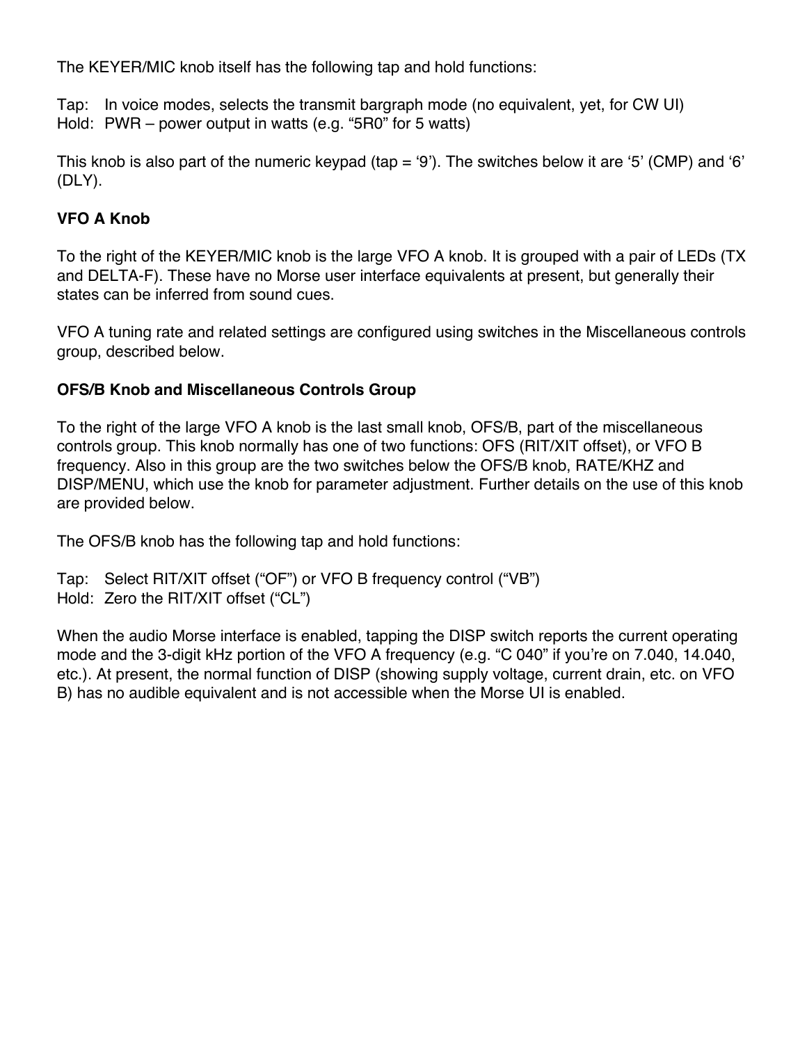The KEYER/MIC knob itself has the following tap and hold functions:

Tap: In voice modes, selects the transmit bargraph mode (no equivalent, yet, for CW UI)
Hold: PWR – power output in watts (e.g. “5R0” for 5 watts)

This knob is also part of the numeric keypad (tap = ‘9’). The switches below it are ‘5’ (CMP) and ‘6’ (DLY).

**VFO A Knob**

To the right of the KEYER/MIC knob is the large VFO A knob. It is grouped with a pair of LEDs (TX and DELTA-F). These have no Morse user interface equivalents at present, but generally their states can be inferred from sound cues.

VFO A tuning rate and related settings are configured using switches in the Miscellaneous controls group, described below.

**OFS/B Knob and Miscellaneous Controls Group**

To the right of the large VFO A knob is the last small knob, OFS/B, part of the miscellaneous controls group. This knob normally has one of two functions: OFS (RIT/XIT offset), or VFO B frequency. Also in this group are the two switches below the OFS/B knob, RATE/KHZ and DISP/MENU, which use the knob for parameter adjustment. Further details on the use of this knob are provided below.

The OFS/B knob has the following tap and hold functions:

Tap: Select RIT/XIT offset (“OF”) or VFO B frequency control (“VB”)
Hold: Zero the RIT/XIT offset (“CL”)

When the audio Morse interface is enabled, tapping the DISP switch reports the current operating mode and the 3-digit kHz portion of the VFO A frequency (e.g. “C 040” if you’re on 7.040, 14.040, etc.). At present, the normal function of DISP (showing supply voltage, current drain, etc. on VFO B) has no audible equivalent and is not accessible when the Morse UI is enabled.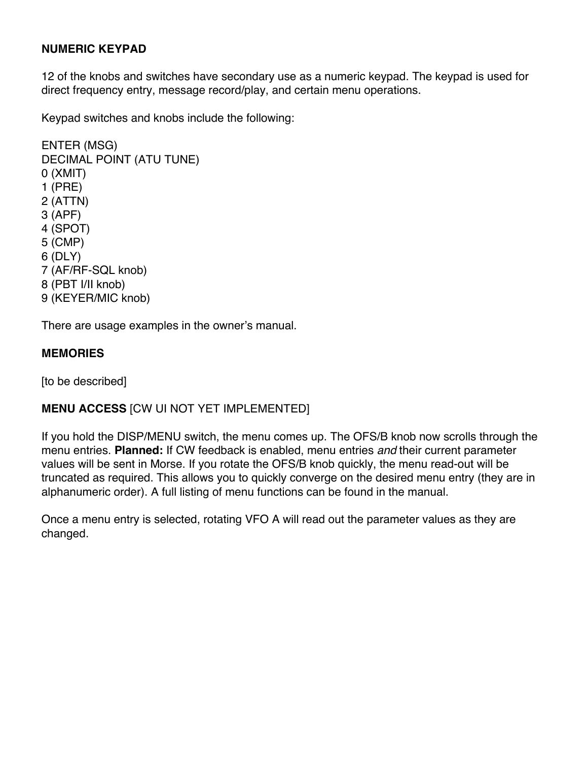**NUMERIC KEYPAD**

12 of the knobs and switches have secondary use as a numeric keypad. The keypad is used for direct frequency entry, message record/play, and certain menu operations.

Keypad switches and knobs include the following:

ENTER (MSG)
DECIMAL POINT (ATU TUNE)
0 (XMIT)
1 (PRE)
2 (ATTN)
3 (APF)
4 (SPOT)
5 (CMP)
6 (DLY)
7 (AF/RF-SQL knob)
8 (PBT I/II knob)
9 (KEYER/MIC knob)

There are usage examples in the owner's manual.

**MEMORIES**

[to be described]

**MENU ACCESS** [CW UI NOT YET IMPLEMENTED]

If you hold the DISP/MENU switch, the menu comes up. The OFS/B knob now scrolls through the menu entries. **Planned:** If CW feedback is enabled, menu entries *and* their current parameter values will be sent in Morse. If you rotate the OFS/B knob quickly, the menu read-out will be truncated as required. This allows you to quickly converge on the desired menu entry (they are in alphanumeric order). A full listing of menu functions can be found in the manual.

Once a menu entry is selected, rotating VFO A will read out the parameter values as they are changed.